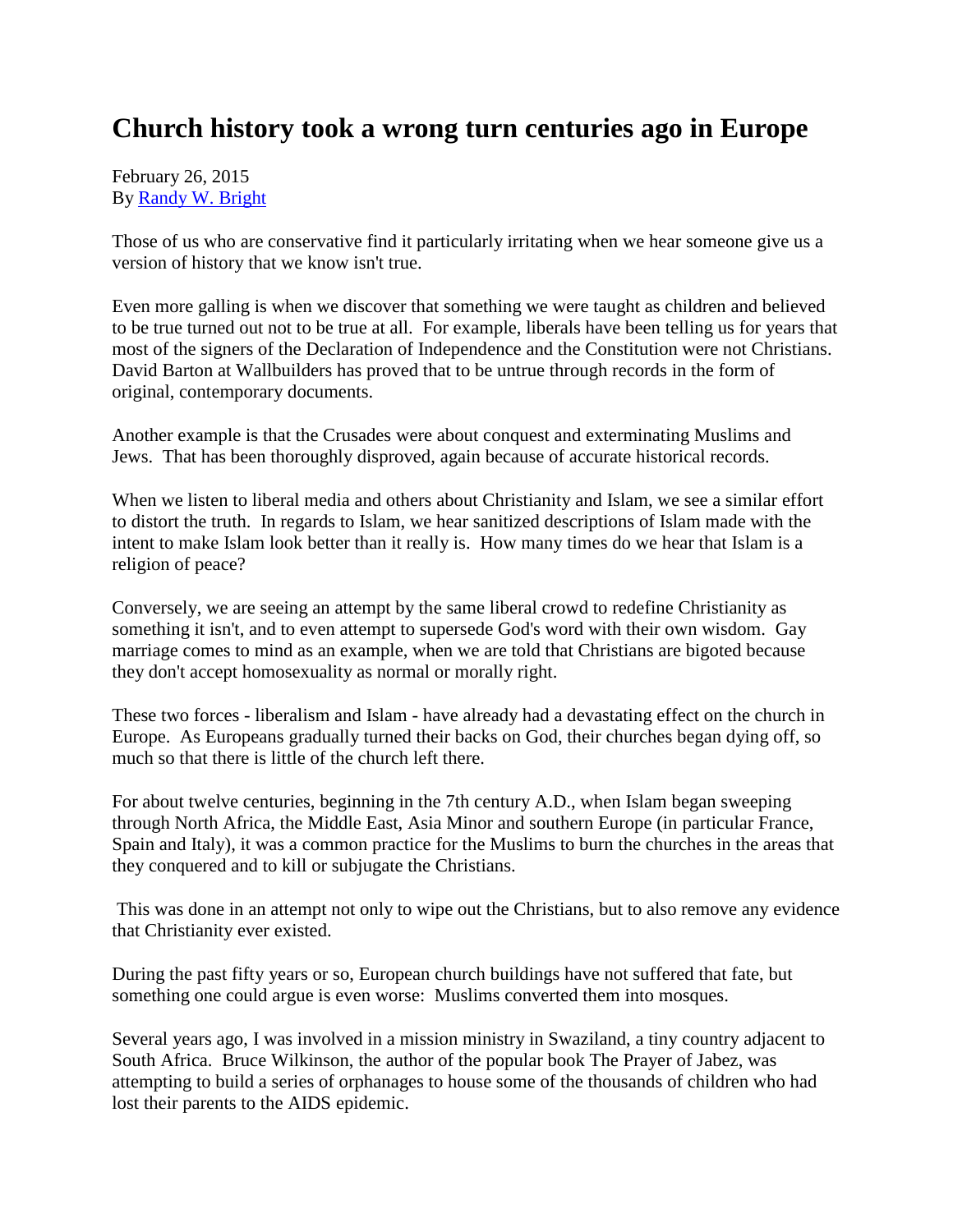# Church history took a wrong turn centuries ago in Europe

February 26, 2015
By [Randy W. Bright]

Those of us who are conservative find it particularly irritating when we hear someone give us a version of history that we know isn't true.

Even more galling is when we discover that something we were taught as children and believed to be true turned out not to be true at all. For example, liberals have been telling us for years that most of the signers of the Declaration of Independence and the Constitution were not Christians. David Barton at Wallbuilders has proved that to be untrue through records in the form of original, contemporary documents.

Another example is that the Crusades were about conquest and exterminating Muslims and Jews. That has been thoroughly disproved, again because of accurate historical records.

When we listen to liberal media and others about Christianity and Islam, we see a similar effort to distort the truth. In regards to Islam, we hear sanitized descriptions of Islam made with the intent to make Islam look better than it really is. How many times do we hear that Islam is a religion of peace?

Conversely, we are seeing an attempt by the same liberal crowd to redefine Christianity as something it isn't, and to even attempt to supersede God's word with their own wisdom. Gay marriage comes to mind as an example, when we are told that Christians are bigoted because they don't accept homosexuality as normal or morally right.

These two forces - liberalism and Islam - have already had a devastating effect on the church in Europe. As Europeans gradually turned their backs on God, their churches began dying off, so much so that there is little of the church left there.

For about twelve centuries, beginning in the 7th century A.D., when Islam began sweeping through North Africa, the Middle East, Asia Minor and southern Europe (in particular France, Spain and Italy), it was a common practice for the Muslims to burn the churches in the areas that they conquered and to kill or subjugate the Christians.

This was done in an attempt not only to wipe out the Christians, but to also remove any evidence that Christianity ever existed.

During the past fifty years or so, European church buildings have not suffered that fate, but something one could argue is even worse: Muslims converted them into mosques.

Several years ago, I was involved in a mission ministry in Swaziland, a tiny country adjacent to South Africa. Bruce Wilkinson, the author of the popular book The Prayer of Jabez, was attempting to build a series of orphanages to house some of the thousands of children who had lost their parents to the AIDS epidemic.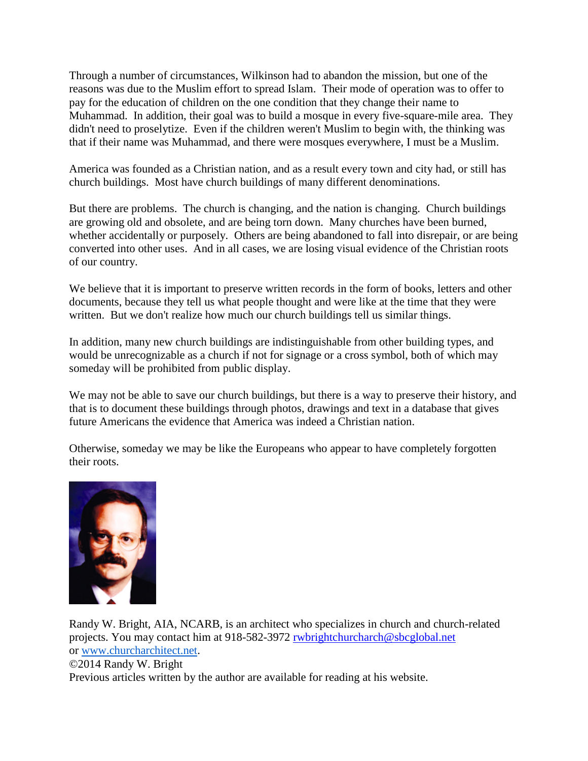Through a number of circumstances, Wilkinson had to abandon the mission, but one of the reasons was due to the Muslim effort to spread Islam. Their mode of operation was to offer to pay for the education of children on the one condition that they change their name to Muhammad. In addition, their goal was to build a mosque in every five-square-mile area. They didn't need to proselytize. Even if the children weren't Muslim to begin with, the thinking was that if their name was Muhammad, and there were mosques everywhere, I must be a Muslim.

America was founded as a Christian nation, and as a result every town and city had, or still has church buildings. Most have church buildings of many different denominations.

But there are problems. The church is changing, and the nation is changing. Church buildings are growing old and obsolete, and are being torn down. Many churches have been burned, whether accidentally or purposely. Others are being abandoned to fall into disrepair, or are being converted into other uses. And in all cases, we are losing visual evidence of the Christian roots of our country.

We believe that it is important to preserve written records in the form of books, letters and other documents, because they tell us what people thought and were like at the time that they were written. But we don't realize how much our church buildings tell us similar things.

In addition, many new church buildings are indistinguishable from other building types, and would be unrecognizable as a church if not for signage or a cross symbol, both of which may someday will be prohibited from public display.

We may not be able to save our church buildings, but there is a way to preserve their history, and that is to document these buildings through photos, drawings and text in a database that gives future Americans the evidence that America was indeed a Christian nation.

Otherwise, someday we may be like the Europeans who appear to have completely forgotten their roots.

Randy W. Bright, AIA, NCARB, is an architect who specializes in church and church-related projects. You may contact him at 918-582-3972 rwbrightchurcharch@sbcglobal.net or www.churcharchitect.net.
©2014 Randy W. Bright
Previous articles written by the author are available for reading at his website.